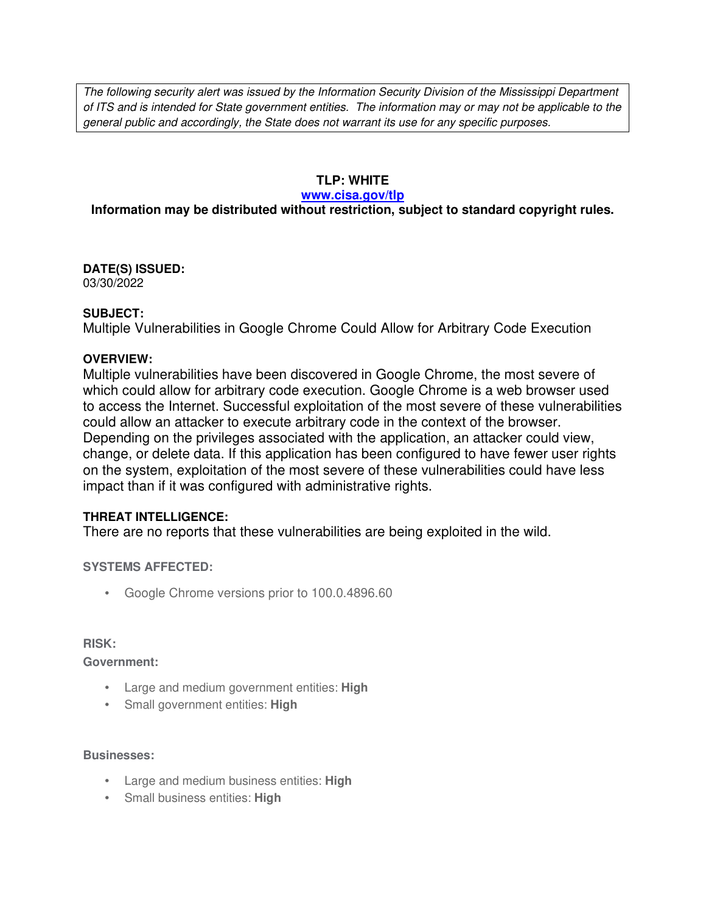*The following security alert was issued by the Information Security Division of the Mississippi Department of ITS and is intended for State government entities. The information may or may not be applicable to the general public and accordingly, the State does not warrant its use for any specific purposes.*

**TLP: WHITE**

**[www.cisa.gov/tlp](www.cisa.gov/tlp)**

**Information may be distributed without restriction, subject to standard copyright rules.**

**DATE(S) ISSUED:**
03/30/2022

**SUBJECT:**
Multiple Vulnerabilities in Google Chrome Could Allow for Arbitrary Code Execution

**OVERVIEW:**
Multiple vulnerabilities have been discovered in Google Chrome, the most severe of which could allow for arbitrary code execution. Google Chrome is a web browser used to access the Internet. Successful exploitation of the most severe of these vulnerabilities could allow an attacker to execute arbitrary code in the context of the browser. Depending on the privileges associated with the application, an attacker could view, change, or delete data. If this application has been configured to have fewer user rights on the system, exploitation of the most severe of these vulnerabilities could have less impact than if it was configured with administrative rights.

**THREAT INTELLIGENCE:**
There are no reports that these vulnerabilities are being exploited in the wild.

**SYSTEMS AFFECTED:**

- Google Chrome versions prior to 100.0.4896.60

**RISK:**

**Government:**

- Large and medium government entities: **High**
- Small government entities: **High**

**Businesses:**

- Large and medium business entities: **High**
- Small business entities: **High**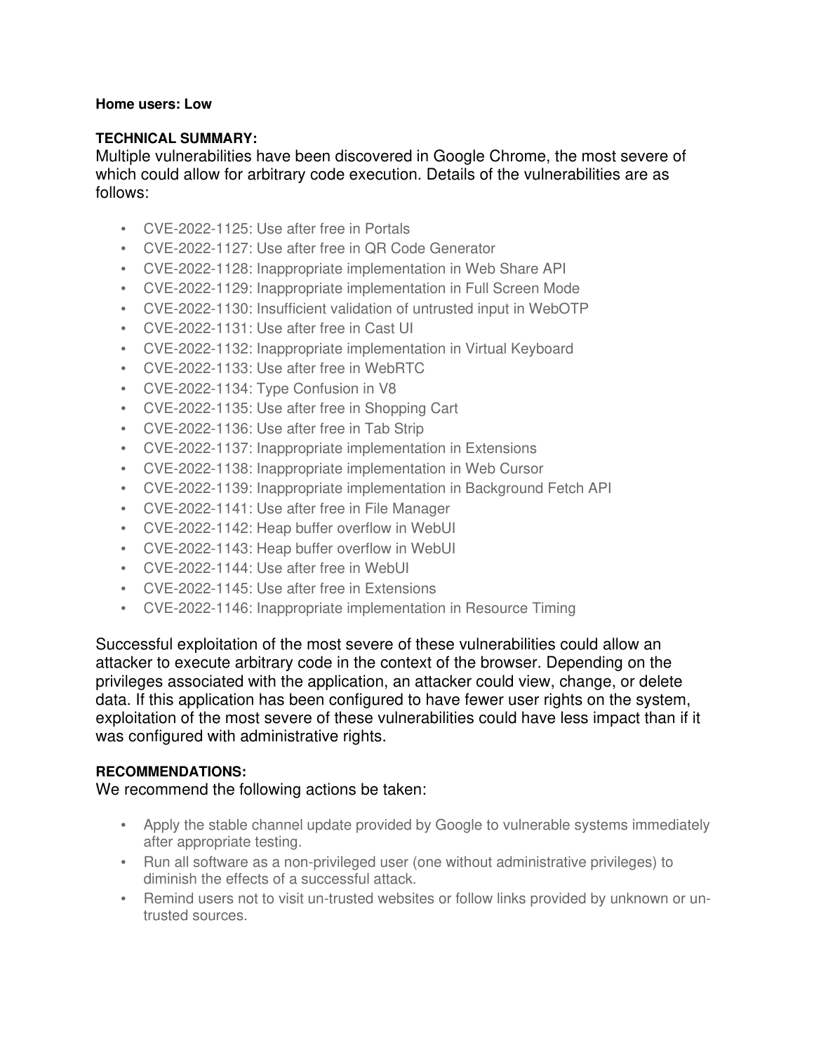**Home users: Low**

**TECHNICAL SUMMARY:**

Multiple vulnerabilities have been discovered in Google Chrome, the most severe of which could allow for arbitrary code execution. Details of the vulnerabilities are as follows:

- CVE-2022-1125: Use after free in Portals
- CVE-2022-1127: Use after free in QR Code Generator
- CVE-2022-1128: Inappropriate implementation in Web Share API
- CVE-2022-1129: Inappropriate implementation in Full Screen Mode
- CVE-2022-1130: Insufficient validation of untrusted input in WebOTP
- CVE-2022-1131: Use after free in Cast UI
- CVE-2022-1132: Inappropriate implementation in Virtual Keyboard
- CVE-2022-1133: Use after free in WebRTC
- CVE-2022-1134: Type Confusion in V8
- CVE-2022-1135: Use after free in Shopping Cart
- CVE-2022-1136: Use after free in Tab Strip
- CVE-2022-1137: Inappropriate implementation in Extensions
- CVE-2022-1138: Inappropriate implementation in Web Cursor
- CVE-2022-1139: Inappropriate implementation in Background Fetch API
- CVE-2022-1141: Use after free in File Manager
- CVE-2022-1142: Heap buffer overflow in WebUI
- CVE-2022-1143: Heap buffer overflow in WebUI
- CVE-2022-1144: Use after free in WebUI
- CVE-2022-1145: Use after free in Extensions
- CVE-2022-1146: Inappropriate implementation in Resource Timing

Successful exploitation of the most severe of these vulnerabilities could allow an attacker to execute arbitrary code in the context of the browser. Depending on the privileges associated with the application, an attacker could view, change, or delete data. If this application has been configured to have fewer user rights on the system, exploitation of the most severe of these vulnerabilities could have less impact than if it was configured with administrative rights.

**RECOMMENDATIONS:**

We recommend the following actions be taken:

- Apply the stable channel update provided by Google to vulnerable systems immediately after appropriate testing.
- Run all software as a non-privileged user (one without administrative privileges) to diminish the effects of a successful attack.
- Remind users not to visit un-trusted websites or follow links provided by unknown or un-trusted sources.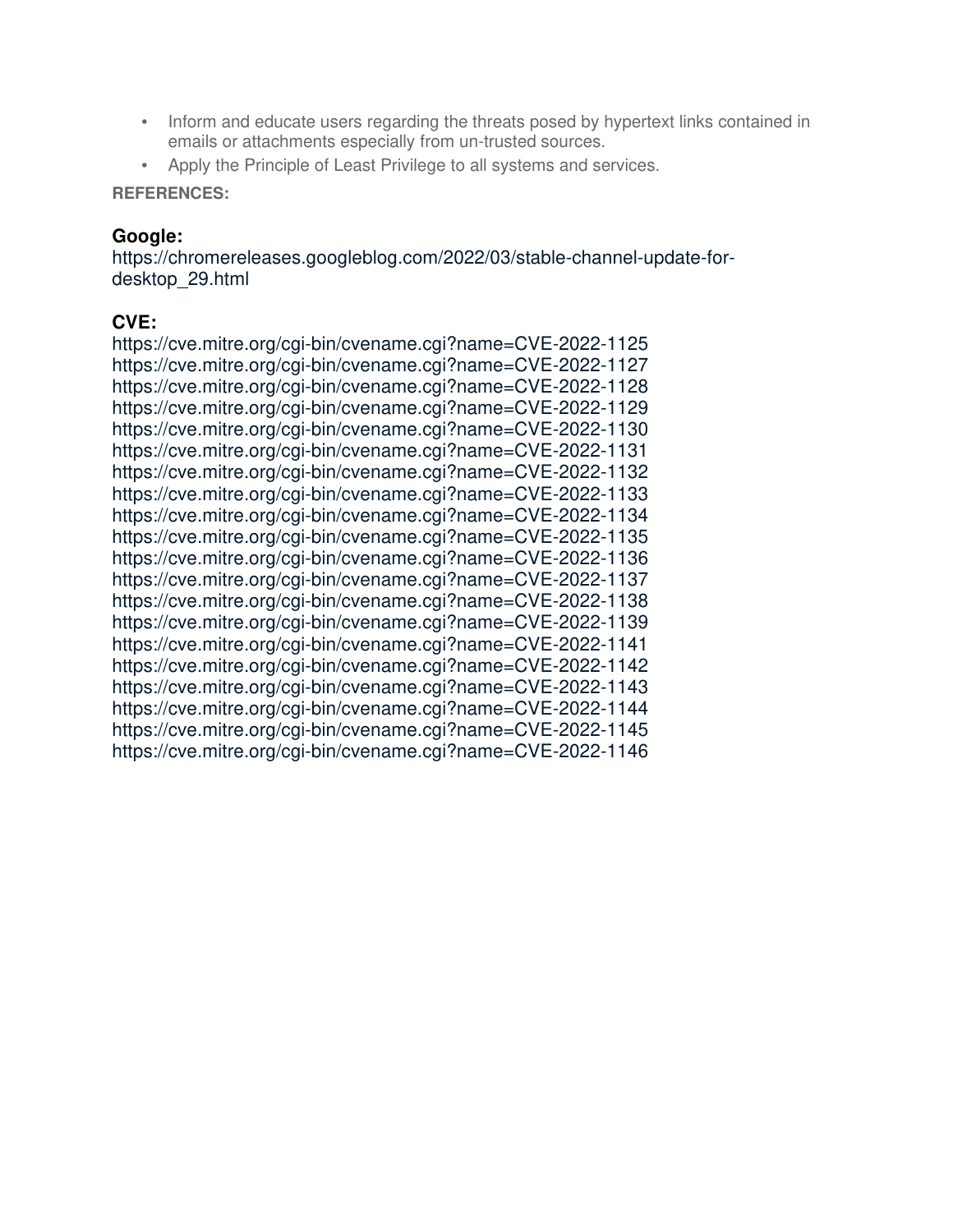- Inform and educate users regarding the threats posed by hypertext links contained in emails or attachments especially from un-trusted sources.
- Apply the Principle of Least Privilege to all systems and services.

**REFERENCES:**

**Google:**
https://chromereleases.googleblog.com/2022/03/stable-channel-update-for-desktop_29.html

**CVE:**
https://cve.mitre.org/cgi-bin/cvename.cgi?name=CVE-2022-1125
https://cve.mitre.org/cgi-bin/cvename.cgi?name=CVE-2022-1127
https://cve.mitre.org/cgi-bin/cvename.cgi?name=CVE-2022-1128
https://cve.mitre.org/cgi-bin/cvename.cgi?name=CVE-2022-1129
https://cve.mitre.org/cgi-bin/cvename.cgi?name=CVE-2022-1130
https://cve.mitre.org/cgi-bin/cvename.cgi?name=CVE-2022-1131
https://cve.mitre.org/cgi-bin/cvename.cgi?name=CVE-2022-1132
https://cve.mitre.org/cgi-bin/cvename.cgi?name=CVE-2022-1133
https://cve.mitre.org/cgi-bin/cvename.cgi?name=CVE-2022-1134
https://cve.mitre.org/cgi-bin/cvename.cgi?name=CVE-2022-1135
https://cve.mitre.org/cgi-bin/cvename.cgi?name=CVE-2022-1136
https://cve.mitre.org/cgi-bin/cvename.cgi?name=CVE-2022-1137
https://cve.mitre.org/cgi-bin/cvename.cgi?name=CVE-2022-1138
https://cve.mitre.org/cgi-bin/cvename.cgi?name=CVE-2022-1139
https://cve.mitre.org/cgi-bin/cvename.cgi?name=CVE-2022-1141
https://cve.mitre.org/cgi-bin/cvename.cgi?name=CVE-2022-1142
https://cve.mitre.org/cgi-bin/cvename.cgi?name=CVE-2022-1143
https://cve.mitre.org/cgi-bin/cvename.cgi?name=CVE-2022-1144
https://cve.mitre.org/cgi-bin/cvename.cgi?name=CVE-2022-1145
https://cve.mitre.org/cgi-bin/cvename.cgi?name=CVE-2022-1146